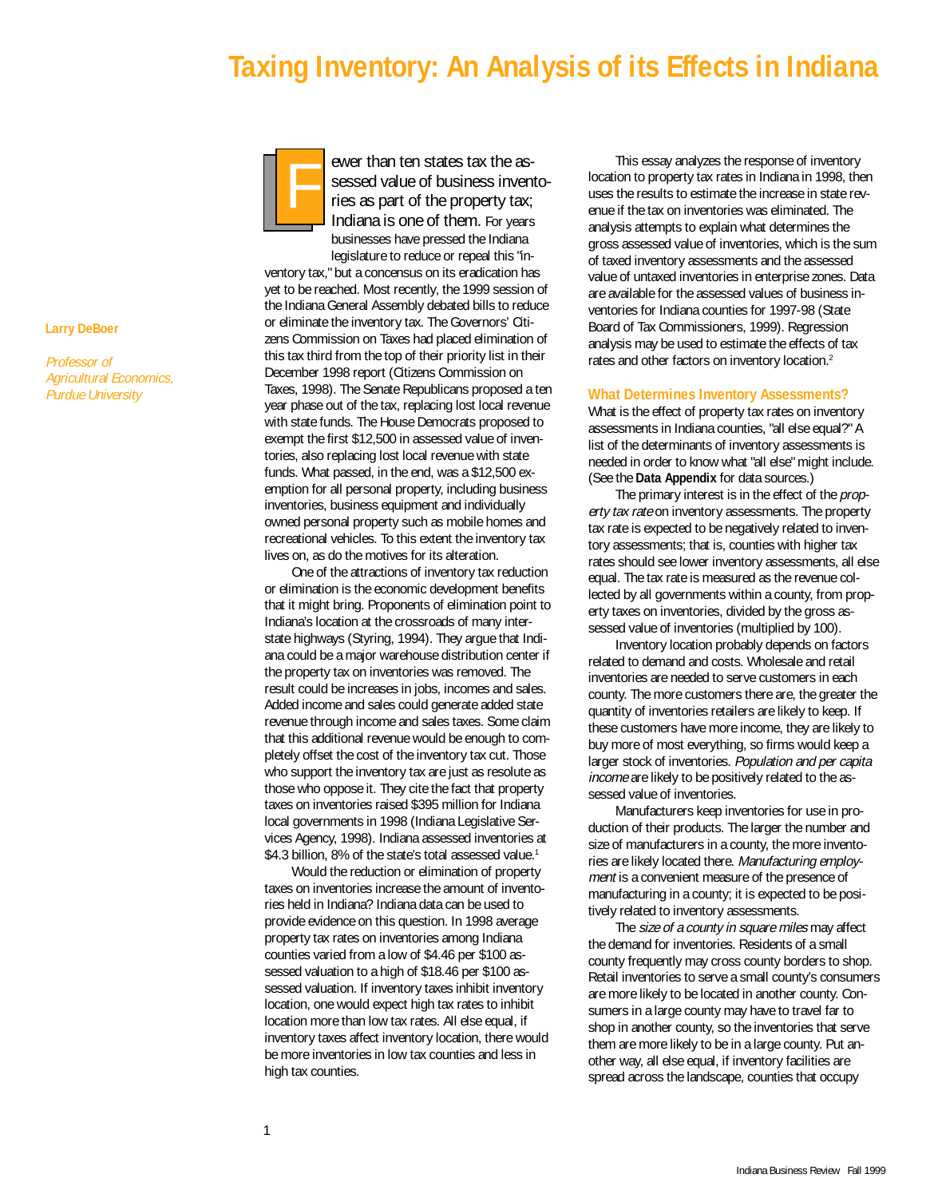# Taxing Inventory: An Analysis of its Effects in Indiana

**Larry DeBoer**

*Professor of Agricultural Economics, Purdue University*

Fewer than ten states tax the assessed value of business inventories as part of the property tax; Indiana is one of them. For years businesses have pressed the Indiana legislature to reduce or repeal this "inventory tax," but a concensus on its eradication has yet to be reached. Most recently, the 1999 session of the Indiana General Assembly debated bills to reduce or eliminate the inventory tax. The Governors' Citizens Commission on Taxes had placed elimination of this tax third from the top of their priority list in their December 1998 report (Citizens Commission on Taxes, 1998). The Senate Republicans proposed a ten year phase out of the tax, replacing lost local revenue with state funds. The House Democrats proposed to exempt the first $12,500 in assessed value of inventories, also replacing lost local revenue with state funds. What passed, in the end, was a $12,500 exemption for all personal property, including business inventories, business equipment and individually owned personal property such as mobile homes and recreational vehicles. To this extent the inventory tax lives on, as do the motives for its alteration.

One of the attractions of inventory tax reduction or elimination is the economic development benefits that it might bring. Proponents of elimination point to Indiana's location at the crossroads of many interstate highways (Styring, 1994). They argue that Indiana could be a major warehouse distribution center if the property tax on inventories was removed. The result could be increases in jobs, incomes and sales. Added income and sales could generate added state revenue through income and sales taxes. Some claim that this additional revenue would be enough to completely offset the cost of the inventory tax cut. Those who support the inventory tax are just as resolute as those who oppose it. They cite the fact that property taxes on inventories raised $395 million for Indiana local governments in 1998 (Indiana Legislative Services Agency, 1998). Indiana assessed inventories at $4.3 billion, 8% of the state's total assessed value.[1]

Would the reduction or elimination of property taxes on inventories increase the amount of inventories held in Indiana? Indiana data can be used to provide evidence on this question. In 1998 average property tax rates on inventories among Indiana counties varied from a low of $4.46 per $100 assessed valuation to a high of $18.46 per $100 assessed valuation. If inventory taxes inhibit inventory location, one would expect high tax rates to inhibit location more than low tax rates. All else equal, if inventory taxes affect inventory location, there would be more inventories in low tax counties and less in high tax counties.

This essay analyzes the response of inventory location to property tax rates in Indiana in 1998, then uses the results to estimate the increase in state revenue if the tax on inventories was eliminated. The analysis attempts to explain what determines the gross assessed value of inventories, which is the sum of taxed inventory assessments and the assessed value of untaxed inventories in enterprise zones. Data are available for the assessed values of business inventories for Indiana counties for 1997-98 (State Board of Tax Commissioners, 1999). Regression analysis may be used to estimate the effects of tax rates and other factors on inventory location.[2]

### What Determines Inventory Assessments?

What is the effect of property tax rates on inventory assessments in Indiana counties, "all else equal?" A list of the determinants of inventory assessments is needed in order to know what "all else" might include. (See the **Data Appendix** for data sources.)

The primary interest is in the effect of the *property tax rate* on inventory assessments. The property tax rate is expected to be negatively related to inventory assessments; that is, counties with higher tax rates should see lower inventory assessments, all else equal. The tax rate is measured as the revenue collected by all governments within a county, from property taxes on inventories, divided by the gross assessed value of inventories (multiplied by 100).

Inventory location probably depends on factors related to demand and costs. Wholesale and retail inventories are needed to serve customers in each county. The more customers there are, the greater the quantity of inventories retailers are likely to keep. If these customers have more income, they are likely to buy more of most everything, so firms would keep a larger stock of inventories. *Population and per capita income* are likely to be positively related to the assessed value of inventories.

Manufacturers keep inventories for use in production of their products. The larger the number and size of manufacturers in a county, the more inventories are likely located there. *Manufacturing employment* is a convenient measure of the presence of manufacturing in a county; it is expected to be positively related to inventory assessments.

The *size of a county in square miles* may affect the demand for inventories. Residents of a small county frequently may cross county borders to shop. Retail inventories to serve a small county's consumers are more likely to be located in another county. Consumers in a large county may have to travel far to shop in another county, so the inventories that serve them are more likely to be in a large county. Put another way, all else equal, if inventory facilities are spread across the landscape, counties that occupy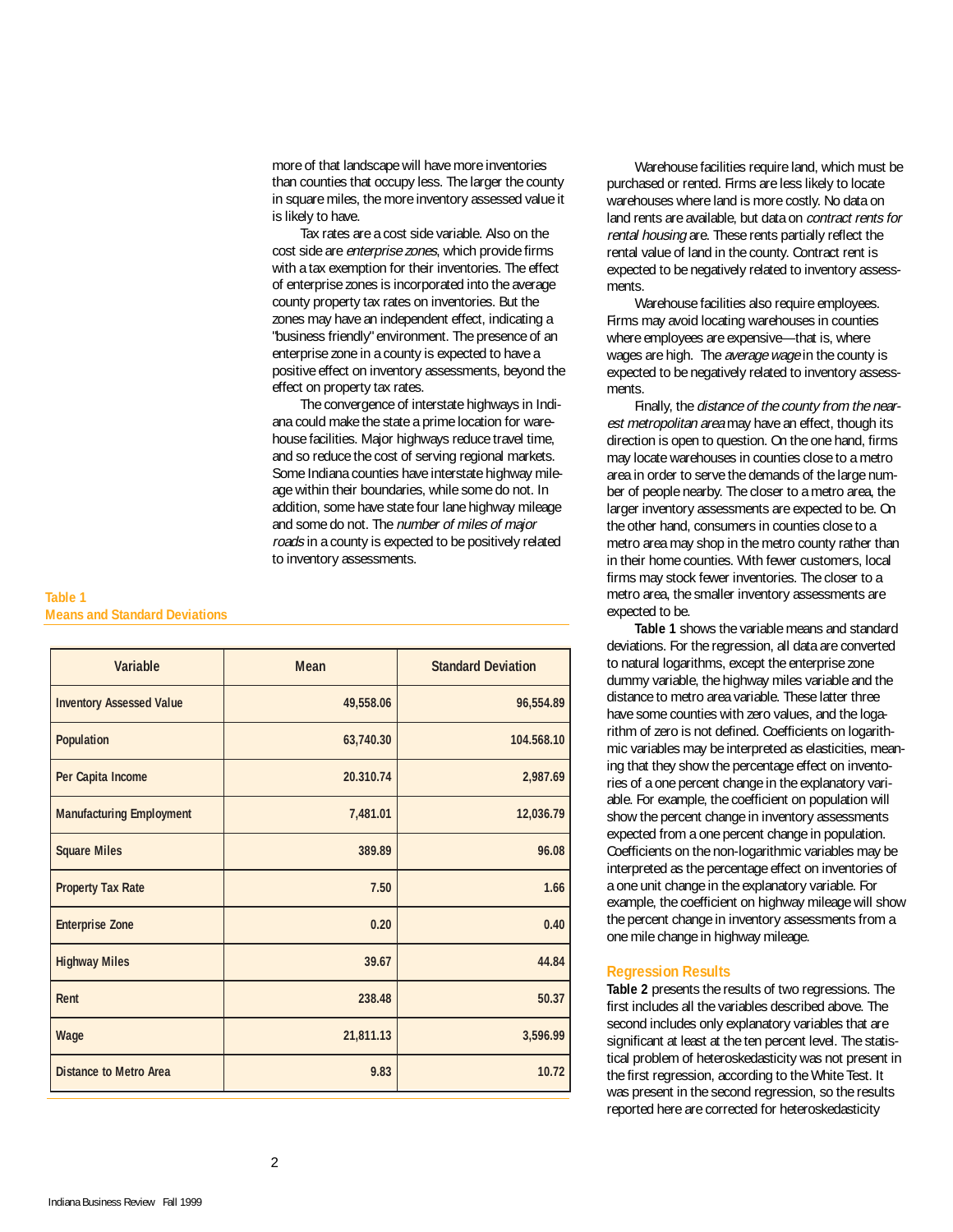more of that landscape will have more inventories than counties that occupy less. The larger the county in square miles, the more inventory assessed value it is likely to have.

Tax rates are a cost side variable. Also on the cost side are *enterprise zones*, which provide firms with a tax exemption for their inventories. The effect of enterprise zones is incorporated into the average county property tax rates on inventories. But the zones may have an independent effect, indicating a "business friendly" environment. The presence of an enterprise zone in a county is expected to have a positive effect on inventory assessments, beyond the effect on property tax rates.

The convergence of interstate highways in Indiana could make the state a prime location for warehouse facilities. Major highways reduce travel time, and so reduce the cost of serving regional markets. Some Indiana counties have interstate highway mileage within their boundaries, while some do not. In addition, some have state four lane highway mileage and some do not. The *number of miles of major roads* in a county is expected to be positively related to inventory assessments.

**Table 1**
**Means and Standard Deviations**

| Variable | Mean | Standard Deviation |
|---|---|---|
| Inventory Assessed Value | 49,558.06 | 96,554.89 |
| Population | 63,740.30 | 104.568.10 |
| Per Capita Income | 20.310.74 | 2,987.69 |
| Manufacturing Employment | 7,481.01 | 12,036.79 |
| Square Miles | 389.89 | 96.08 |
| Property Tax Rate | 7.50 | 1.66 |
| Enterprise Zone | 0.20 | 0.40 |
| Highway Miles | 39.67 | 44.84 |
| Rent | 238.48 | 50.37 |
| Wage | 21,811.13 | 3,596.99 |
| Distance to Metro Area | 9.83 | 10.72 |

Warehouse facilities require land, which must be purchased or rented. Firms are less likely to locate warehouses where land is more costly. No data on land rents are available, but data on *contract rents for rental housing* are. These rents partially reflect the rental value of land in the county. Contract rent is expected to be negatively related to inventory assessments.

Warehouse facilities also require employees. Firms may avoid locating warehouses in counties where employees are expensive—that is, where wages are high. The *average wage* in the county is expected to be negatively related to inventory assessments.

Finally, the *distance of the county from the nearest metropolitan area* may have an effect, though its direction is open to question. On the one hand, firms may locate warehouses in counties close to a metro area in order to serve the demands of the large number of people nearby. The closer to a metro area, the larger inventory assessments are expected to be. On the other hand, consumers in counties close to a metro area may shop in the metro county rather than in their home counties. With fewer customers, local firms may stock fewer inventories. The closer to a metro area, the smaller inventory assessments are expected to be.

**Table 1** shows the variable means and standard deviations. For the regression, all data are converted to natural logarithms, except the enterprise zone dummy variable, the highway miles variable and the distance to metro area variable. These latter three have some counties with zero values, and the logarithm of zero is not defined. Coefficients on logarithmic variables may be interpreted as elasticities, meaning that they show the percentage effect on inventories of a one percent change in the explanatory variable. For example, the coefficient on population will show the percent change in inventory assessments expected from a one percent change in population. Coefficients on the non-logarithmic variables may be interpreted as the percentage effect on inventories of a one unit change in the explanatory variable. For example, the coefficient on highway mileage will show the percent change in inventory assessments from a one mile change in highway mileage.

## Regression Results

**Table 2** presents the results of two regressions. The first includes all the variables described above. The second includes only explanatory variables that are significant at least at the ten percent level. The statistical problem of heteroskedasticity was not present in the first regression, according to the White Test. It was present in the second regression, so the results reported here are corrected for heteroskedasticity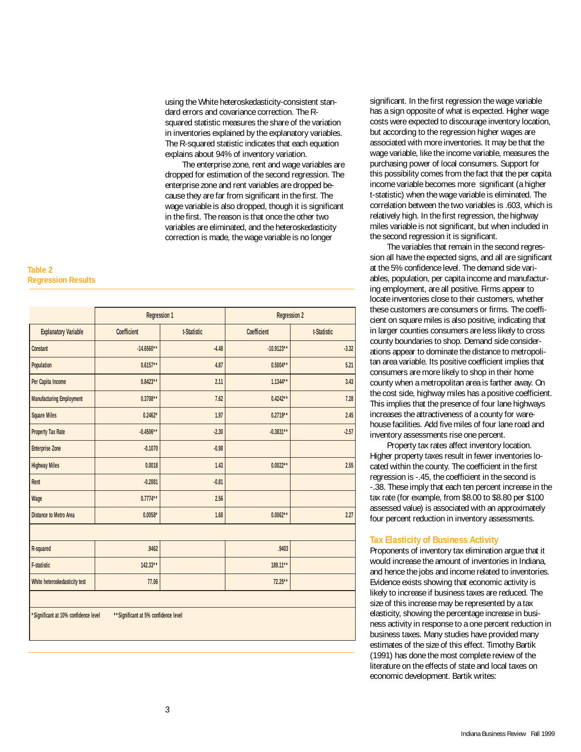using the White heteroskedasticity-consistent standard errors and covariance correction. The R-squared statistic measures the share of the variation in inventories explained by the explanatory variables. The R-squared statistic indicates that each equation explains about 94% of inventory variation.

The enterprise zone, rent and wage variables are dropped for estimation of the second regression. The enterprise zone and rent variables are dropped because they are far from significant in the first. The wage variable is also dropped, though it is significant in the first. The reason is that once the other two variables are eliminated, and the heteroskedasticity correction is made, the wage variable is no longer significant. In the first regression the wage variable has a sign opposite of what is expected. Higher wage costs were expected to discourage inventory location, but according to the regression higher wages are associated with more inventories. It may be that the wage variable, like the income variable, measures the purchasing power of local consumers. Support for this possibility comes from the fact that the per capita income variable becomes more significant (a higher t-statistic) when the wage variable is eliminated. The correlation between the two variables is .603, which is relatively high. In the first regression, the highway miles variable is not significant, but when included in the second regression it is significant.

The variables that remain in the second regression all have the expected signs, and all are significant at the 5% confidence level. The demand side variables, population, per capita income and manufacturing employment, are all positive. Firms appear to locate inventories close to their customers, whether these customers are consumers or firms. The coefficient on square miles is also positive, indicating that in larger counties consumers are less likely to cross county boundaries to shop. Demand side considerations appear to dominate the distance to metropolitan area variable. Its positive coefficient implies that consumers are more likely to shop in their home county when a metropolitan area is farther away. On the cost side, highway miles has a positive coefficient. This implies that the presence of four lane highways increases the attractiveness of a county for warehouse facilities. Add five miles of four lane road and inventory assessments rise one percent.

Property tax rates affect inventory location. Higher property taxes result in fewer inventories located within the county. The coefficient in the first regression is -.45, the coefficient in the second is -.38. These imply that each ten percent increase in the tax rate (for example, from $8.00 to $8.80 per $100 assessed value) is associated with an approximately four percent reduction in inventory assessments.

**Table 2**
**Regression Results**

| | Regression 1 | | Regression 2 | |
|---|---|---|---|---|
| Explanatory Variable | Coefficient | t-Statistic | Coefficient | t-Statistic |
| Constant | -14.6560** | -4.48 | -10.9123** | -3.32 |
| Population | 0.6157** | 4.87 | 0.5004** | 5.21 |
| Per Capita Income | 0.8423** | 2.11 | 1.1344** | 3.43 |
| Manufacturing Employment | 0.3708** | 7.62 | 0.4242** | 7.28 |
| Square Miles | 0.2462* | 1.97 | 0.2719** | 2.45 |
| Property Tax Rate | -0.4506** | -2.30 | -0.3831** | -2.57 |
| Enterprise Zone | -0.1070 | -0.98 | | |
| Highway Miles | 0.0018 | 1.43 | 0.0022** | 2.55 |
| Rent | -0.2881 | -0.81 | | |
| Wage | 0.7774** | 2.56 | | |
| Distance to Metro Area | 0.0058* | 1.68 | 0.0062** | 2.27 |
| | | | | |
| R-squared | .9462 | | .9403 | |
| F-statistic | 142.33** | | 189.11** | |
| White heteroskedasticity test | 77.06 | | 72.25** | |

*Significant at 10% confidence level **Significant at 5% confidence level

## Tax Elasticity of Business Activity

Proponents of inventory tax elimination argue that it would increase the amount of inventories in Indiana, and hence the jobs and income related to inventories. Evidence exists showing that economic activity is likely to increase if business taxes are reduced. The size of this increase may be represented by a tax elasticity, showing the percentage increase in business activity in response to a one percent reduction in business taxes. Many studies have provided many estimates of the size of this effect. Timothy Bartik (1991) has done the most complete review of the literature on the effects of state and local taxes on economic development. Bartik writes: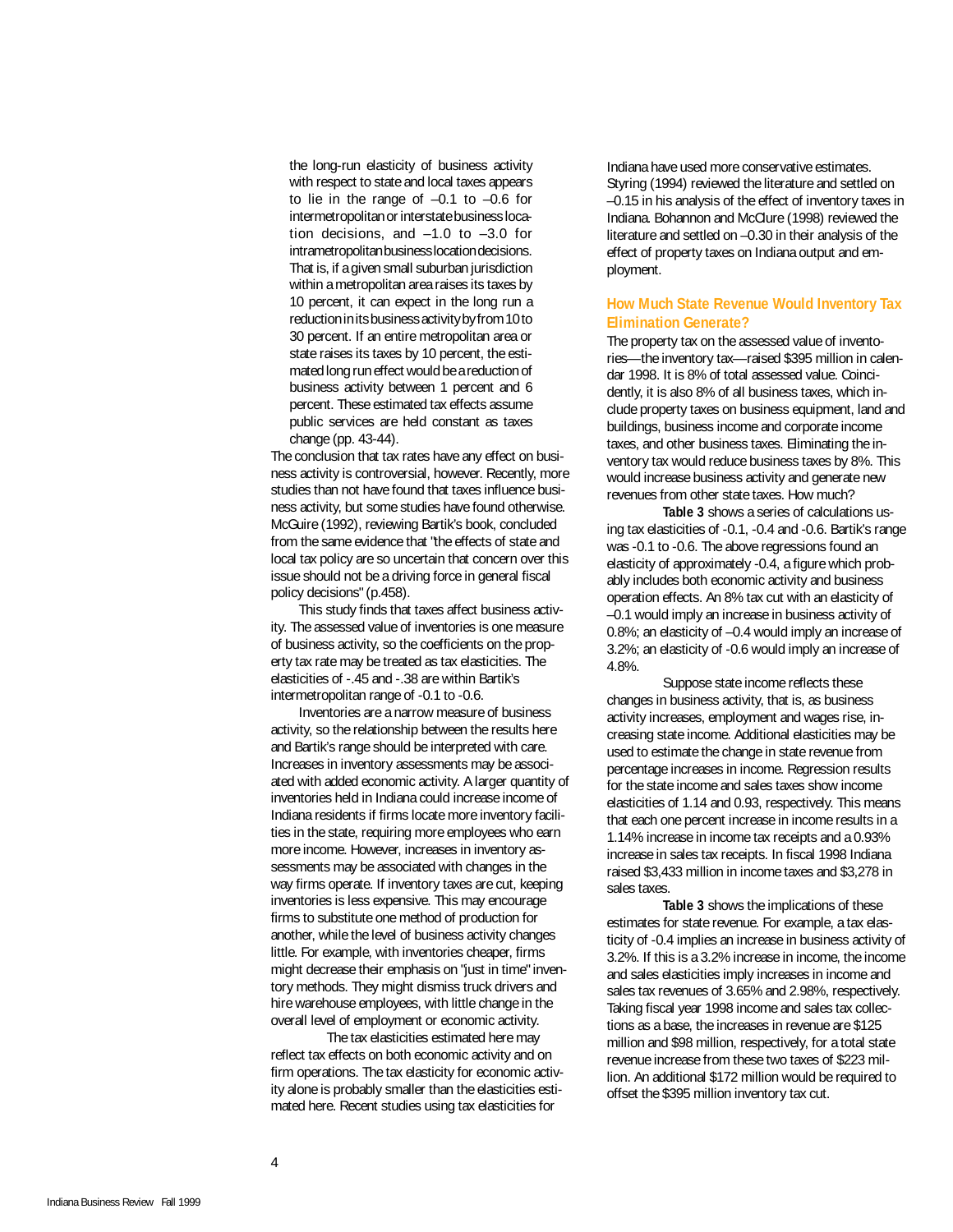> the long-run elasticity of business activity with respect to state and local taxes appears to lie in the range of –0.1 to –0.6 for intermetropolitan or interstate business location decisions, and –1.0 to –3.0 for intrametropolitan business location decisions. That is, if a given small suburban jurisdiction within a metropolitan area raises its taxes by 10 percent, it can expect in the long run a reduction in its business activity by from 10 to 30 percent. If an entire metropolitan area or state raises its taxes by 10 percent, the estimated long run effect would be a reduction of business activity between 1 percent and 6 percent. These estimated tax effects assume public services are held constant as taxes change (pp. 43-44).

The conclusion that tax rates have any effect on business activity is controversial, however. Recently, more studies than not have found that taxes influence business activity, but some studies have found otherwise. McGuire (1992), reviewing Bartik's book, concluded from the same evidence that "the effects of state and local tax policy are so uncertain that concern over this issue should not be a driving force in general fiscal policy decisions" (p.458).

This study finds that taxes affect business activity. The assessed value of inventories is one measure of business activity, so the coefficients on the property tax rate may be treated as tax elasticities. The elasticities of -.45 and -.38 are within Bartik's intermetropolitan range of -0.1 to -0.6.

Inventories are a narrow measure of business activity, so the relationship between the results here and Bartik's range should be interpreted with care. Increases in inventory assessments may be associated with added economic activity. A larger quantity of inventories held in Indiana could increase income of Indiana residents if firms locate more inventory facilities in the state, requiring more employees who earn more income. However, increases in inventory assessments may be associated with changes in the way firms operate. If inventory taxes are cut, keeping inventories is less expensive. This may encourage firms to substitute one method of production for another, while the level of business activity changes little. For example, with inventories cheaper, firms might decrease their emphasis on "just in time" inventory methods. They might dismiss truck drivers and hire warehouse employees, with little change in the overall level of employment or economic activity.

The tax elasticities estimated here may reflect tax effects on both economic activity and on firm operations. The tax elasticity for economic activity alone is probably smaller than the elasticities estimated here. Recent studies using tax elasticities for Indiana have used more conservative estimates. Styring (1994) reviewed the literature and settled on –0.15 in his analysis of the effect of inventory taxes in Indiana. Bohannon and McClure (1998) reviewed the literature and settled on –0.30 in their analysis of the effect of property taxes on Indiana output and employment.

## How Much State Revenue Would Inventory Tax Elimination Generate?

The property tax on the assessed value of inventories—the inventory tax—raised $395 million in calendar 1998. It is 8% of total assessed value. Coincidently, it is also 8% of all business taxes, which include property taxes on business equipment, land and buildings, business income and corporate income taxes, and other business taxes. Eliminating the inventory tax would reduce business taxes by 8%. This would increase business activity and generate new revenues from other state taxes. How much?

**Table 3** shows a series of calculations using tax elasticities of -0.1, -0.4 and -0.6. Bartik's range was -0.1 to -0.6. The above regressions found an elasticity of approximately -0.4, a figure which probably includes both economic activity and business operation effects. An 8% tax cut with an elasticity of –0.1 would imply an increase in business activity of 0.8%; an elasticity of –0.4 would imply an increase of 3.2%; an elasticity of -0.6 would imply an increase of 4.8%.

Suppose state income reflects these changes in business activity, that is, as business activity increases, employment and wages rise, increasing state income. Additional elasticities may be used to estimate the change in state revenue from percentage increases in income. Regression results for the state income and sales taxes show income elasticities of 1.14 and 0.93, respectively. This means that each one percent increase in income results in a 1.14% increase in income tax receipts and a 0.93% increase in sales tax receipts. In fiscal 1998 Indiana raised $3,433 million in income taxes and $3,278 in sales taxes.

**Table 3** shows the implications of these estimates for state revenue. For example, a tax elasticity of -0.4 implies an increase in business activity of 3.2%. If this is a 3.2% increase in income, the income and sales elasticities imply increases in income and sales tax revenues of 3.65% and 2.98%, respectively. Taking fiscal year 1998 income and sales tax collections as a base, the increases in revenue are $125 million and $98 million, respectively, for a total state revenue increase from these two taxes of $223 million. An additional $172 million would be required to offset the $395 million inventory tax cut.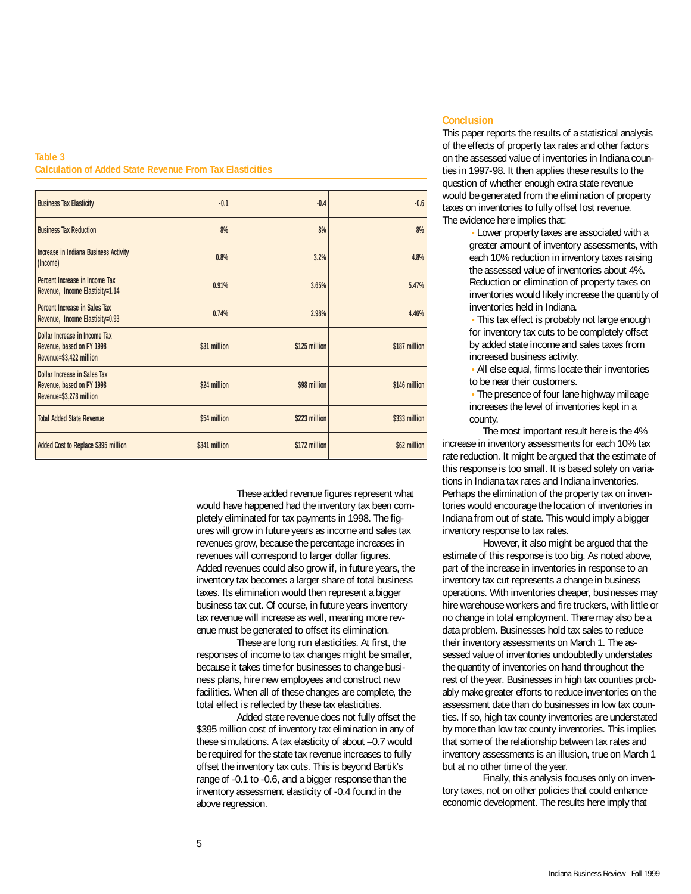**Table 3**
**Calculation of Added State Revenue From Tax Elasticities**

| Business Tax Elasticity | -0.1 | -0.4 | -0.6 |
|---|---|---|---|
| Business Tax Reduction | 8% | 8% | 8% |
| Increase in Indiana Business Activity (Income) | 0.8% | 3.2% | 4.8% |
| Percent Increase in Income Tax Revenue, Income Elasticity=1.14 | 0.91% | 3.65% | 5.47% |
| Percent Increase in Sales Tax Revenue, Income Elasticity=0.93 | 0.74% | 2.98% | 4.46% |
| Dollar Increase in Income Tax Revenue, based on FY 1998 Revenue=$3,422 million | $31 million | $125 million | $187 million |
| Dollar Increase in Sales Tax Revenue, based on FY 1998 Revenue=$3,278 million | $24 million | $98 million | $146 million |
| Total Added State Revenue | $54 million | $223 million | $333 million |
| Added Cost to Replace $395 million | $341 million | $172 million | $62 million |

These added revenue figures represent what would have happened had the inventory tax been completely eliminated for tax payments in 1998. The figures will grow in future years as income and sales tax revenues grow, because the percentage increases in revenues will correspond to larger dollar figures. Added revenues could also grow if, in future years, the inventory tax becomes a larger share of total business taxes. Its elimination would then represent a bigger business tax cut. Of course, in future years inventory tax revenue will increase as well, meaning more revenue must be generated to offset its elimination.

These are long run elasticities. At first, the responses of income to tax changes might be smaller, because it takes time for businesses to change business plans, hire new employees and construct new facilities. When all of these changes are complete, the total effect is reflected by these tax elasticities.

Added state revenue does not fully offset the $395 million cost of inventory tax elimination in any of these simulations. A tax elasticity of about –0.7 would be required for the state tax revenue increases to fully offset the inventory tax cuts. This is beyond Bartik's range of -0.1 to -0.6, and a bigger response than the inventory assessment elasticity of -0.4 found in the above regression.

## Conclusion

This paper reports the results of a statistical analysis of the effects of property tax rates and other factors on the assessed value of inventories in Indiana counties in 1997-98. It then applies these results to the question of whether enough extra state revenue would be generated from the elimination of property taxes on inventories to fully offset lost revenue. The evidence here implies that:

- Lower property taxes are associated with a greater amount of inventory assessments, with each 10% reduction in inventory taxes raising the assessed value of inventories about 4%. Reduction or elimination of property taxes on inventories would likely increase the quantity of inventories held in Indiana.
- This tax effect is probably not large enough for inventory tax cuts to be completely offset by added state income and sales taxes from increased business activity.
- All else equal, firms locate their inventories to be near their customers.
- The presence of four lane highway mileage increases the level of inventories kept in a county.

The most important result here is the 4% increase in inventory assessments for each 10% tax rate reduction. It might be argued that the estimate of this response is too small. It is based solely on variations in Indiana tax rates and Indiana inventories. Perhaps the elimination of the property tax on inventories would encourage the location of inventories in Indiana from out of state. This would imply a bigger inventory response to tax rates.

However, it also might be argued that the estimate of this response is too big. As noted above, part of the increase in inventories in response to an inventory tax cut represents a change in business operations. With inventories cheaper, businesses may hire warehouse workers and fire truckers, with little or no change in total employment. There may also be a data problem. Businesses hold tax sales to reduce their inventory assessments on March 1. The assessed value of inventories undoubtedly understates the quantity of inventories on hand throughout the rest of the year. Businesses in high tax counties probably make greater efforts to reduce inventories on the assessment date than do businesses in low tax counties. If so, high tax county inventories are understated by more than low tax county inventories. This implies that some of the relationship between tax rates and inventory assessments is an illusion, true on March 1 but at no other time of the year.

Finally, this analysis focuses only on inventory taxes, not on other policies that could enhance economic development. The results here imply that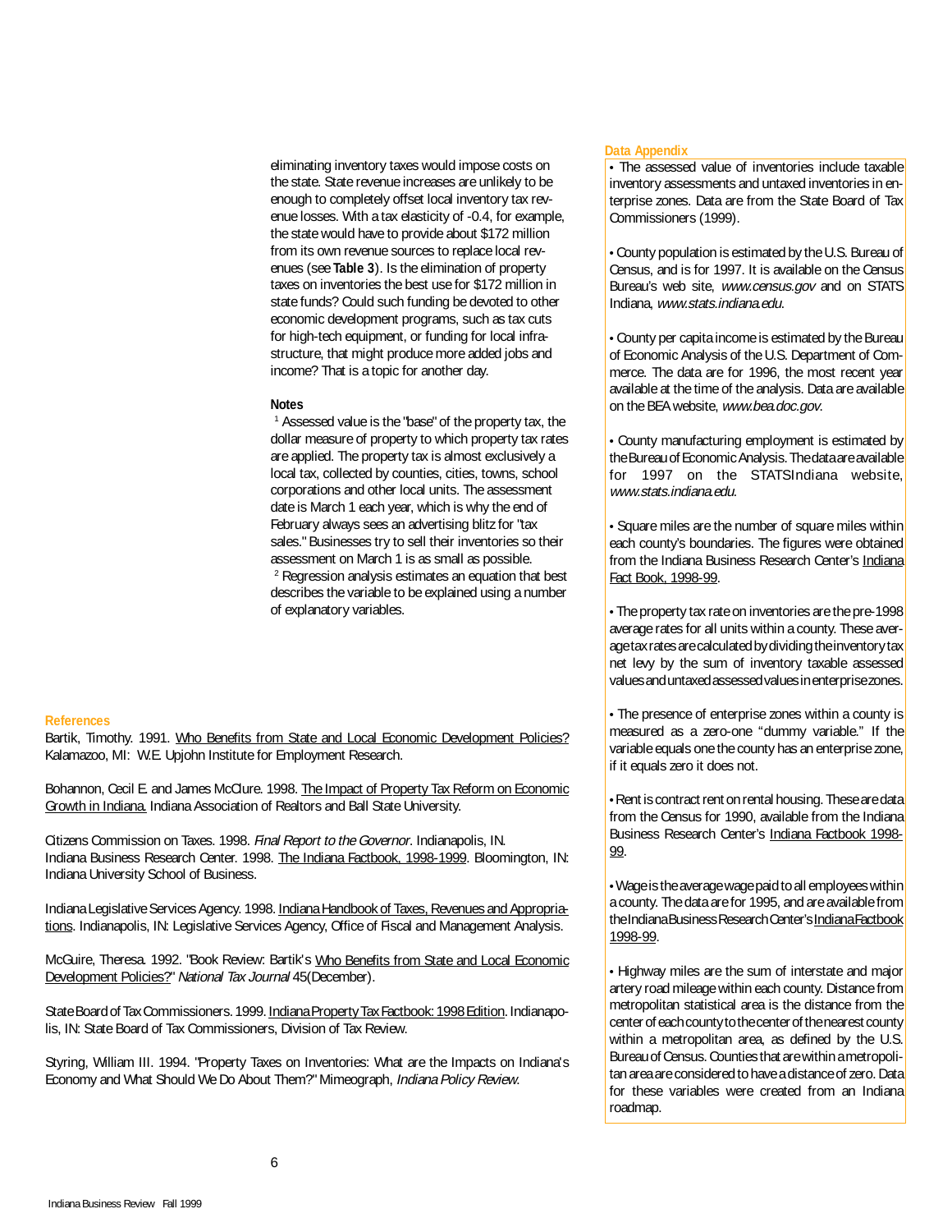eliminating inventory taxes would impose costs on the state. State revenue increases are unlikely to be enough to completely offset local inventory tax revenue losses. With a tax elasticity of -0.4, for example, the state would have to provide about $172 million from its own revenue sources to replace local revenues (see **Table 3**). Is the elimination of property taxes on inventories the best use for $172 million in state funds? Could such funding be devoted to other economic development programs, such as tax cuts for high-tech equipment, or funding for local infrastructure, that might produce more added jobs and income? That is a topic for another day.

**Notes**

[1] Assessed value is the "base" of the property tax, the dollar measure of property to which property tax rates are applied. The property tax is almost exclusively a local tax, collected by counties, cities, towns, school corporations and other local units. The assessment date is March 1 each year, which is why the end of February always sees an advertising blitz for "tax sales." Businesses try to sell their inventories so their assessment on March 1 is as small as possible.

[2] Regression analysis estimates an equation that best describes the variable to be explained using a number of explanatory variables.

## References

Bartik, Timothy. 1991. Who Benefits from State and Local Economic Development Policies? Kalamazoo, MI: W.E. Upjohn Institute for Employment Research.

Bohannon, Cecil E. and James McClure. 1998. The Impact of Property Tax Reform on Economic Growth in Indiana. Indiana Association of Realtors and Ball State University.

Citizens Commission on Taxes. 1998. *Final Report to the Governor*. Indianapolis, IN.
Indiana Business Research Center. 1998. The Indiana Factbook, 1998-1999. Bloomington, IN: Indiana University School of Business.

Indiana Legislative Services Agency. 1998. Indiana Handbook of Taxes, Revenues and Appropriations. Indianapolis, IN: Legislative Services Agency, Office of Fiscal and Management Analysis.

McGuire, Theresa. 1992. "Book Review: Bartik's Who Benefits from State and Local Economic Development Policies?" *National Tax Journal* 45(December).

State Board of Tax Commissioners. 1999. Indiana Property Tax Factbook: 1998 Edition. Indianapolis, IN: State Board of Tax Commissioners, Division of Tax Review.

Styring, William III. 1994. "Property Taxes on Inventories: What are the Impacts on Indiana's Economy and What Should We Do About Them?" Mimeograph, *Indiana Policy Review*.

## Data Appendix

- The assessed value of inventories include taxable inventory assessments and untaxed inventories in enterprise zones. Data are from the State Board of Tax Commissioners (1999).

- County population is estimated by the U.S. Bureau of Census, and is for 1997. It is available on the Census Bureau's web site, *www.census.gov* and on STATS Indiana, *www.stats.indiana.edu*.

- County per capita income is estimated by the Bureau of Economic Analysis of the U.S. Department of Commerce. The data are for 1996, the most recent year available at the time of the analysis. Data are available on the BEA website, *www.bea.doc.gov*.

- County manufacturing employment is estimated by the Bureau of Economic Analysis. The data are available for 1997 on the STATSIndiana website, *www.stats.indiana.edu*.

- Square miles are the number of square miles within each county's boundaries. The figures were obtained from the Indiana Business Research Center's Indiana Fact Book, 1998-99.

- The property tax rate on inventories are the pre-1998 average rates for all units within a county. These average tax rates are calculated by dividing the inventory tax net levy by the sum of inventory taxable assessed values and untaxed assessed values in enterprise zones.

- The presence of enterprise zones within a county is measured as a zero-one "dummy variable." If the variable equals one the county has an enterprise zone, if it equals zero it does not.

- Rent is contract rent on rental housing. These are data from the Census for 1990, available from the Indiana Business Research Center's Indiana Factbook 1998-99.

- Wage is the average wage paid to all employees within a county. The data are for 1995, and are available from the Indiana Business Research Center's Indiana Factbook 1998-99.

- Highway miles are the sum of interstate and major artery road mileage within each county. Distance from metropolitan statistical area is the distance from the center of each county to the center of the nearest county within a metropolitan area, as defined by the U.S. Bureau of Census. Counties that are within a metropolitan area are considered to have a distance of zero. Data for these variables were created from an Indiana roadmap.